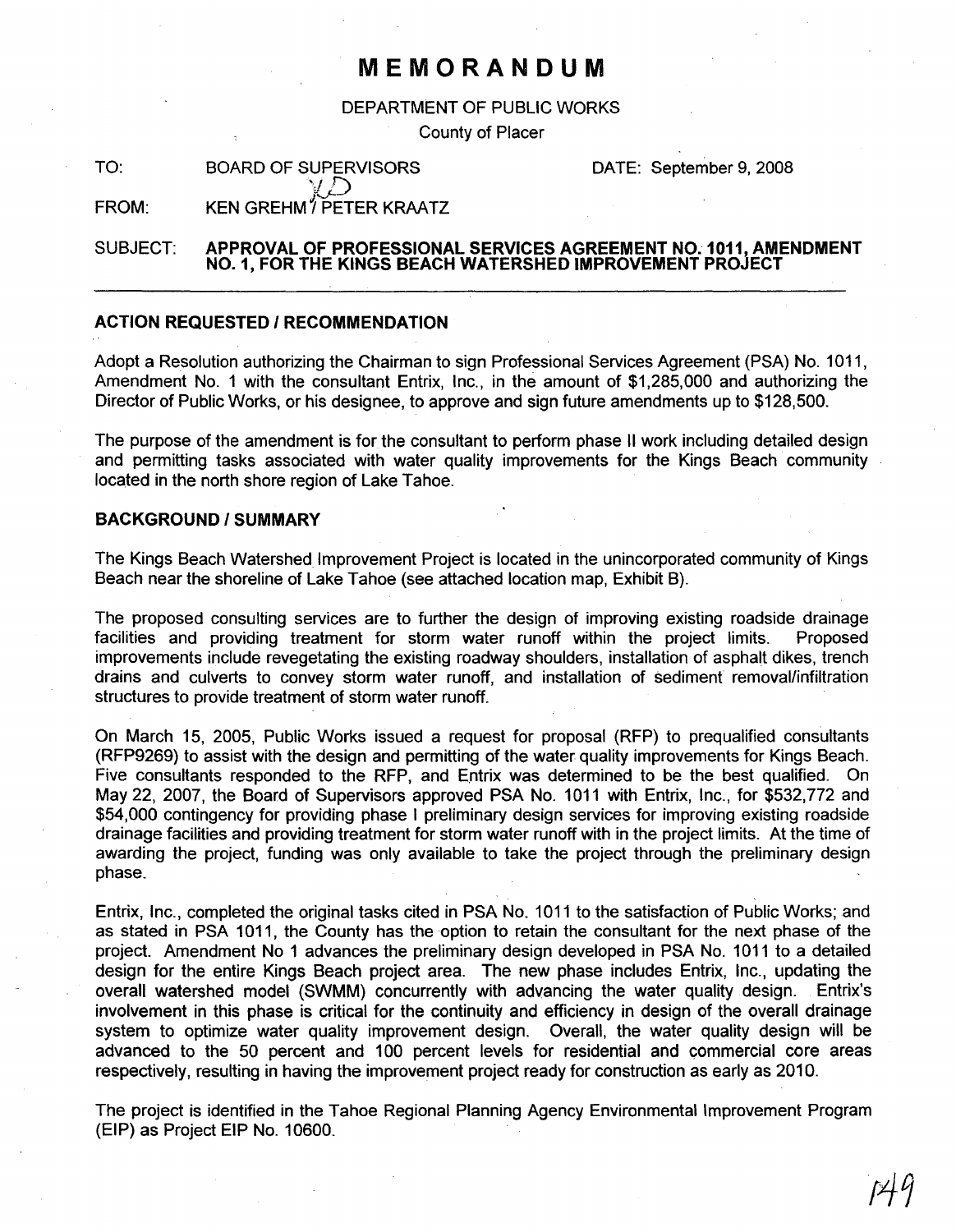# MEMORANDUM

DEPARTMENT OF PUBLIC WORKS

County of Placer

TO: BOARD OF SUPERVISORS DATE: September 9, 2008

FROM: KEN GREHM / PETER KRAATZ

SUBJECT: **APPROVAL OF PROFESSIONAL SERVICES AGREEMENT NO. 1011, AMENDMENT NO. 1, FOR THE KINGS BEACH WATERSHED IMPROVEMENT PROJECT**

---

## ACTION REQUESTED / RECOMMENDATION

Adopt a Resolution authorizing the Chairman to sign Professional Services Agreement (PSA) No. 1011, Amendment No. 1 with the consultant Entrix, Inc., in the amount of $1,285,000 and authorizing the Director of Public Works, or his designee, to approve and sign future amendments up to $128,500.

The purpose of the amendment is for the consultant to perform phase II work including detailed design and permitting tasks associated with water quality improvements for the Kings Beach community located in the north shore region of Lake Tahoe.

## BACKGROUND / SUMMARY

The Kings Beach Watershed Improvement Project is located in the unincorporated community of Kings Beach near the shoreline of Lake Tahoe (see attached location map, Exhibit B).

The proposed consulting services are to further the design of improving existing roadside drainage facilities and providing treatment for storm water runoff within the project limits. Proposed improvements include revegetating the existing roadway shoulders, installation of asphalt dikes, trench drains and culverts to convey storm water runoff, and installation of sediment removal/infiltration structures to provide treatment of storm water runoff.

On March 15, 2005, Public Works issued a request for proposal (RFP) to prequalified consultants (RFP9269) to assist with the design and permitting of the water quality improvements for Kings Beach. Five consultants responded to the RFP, and Entrix was determined to be the best qualified. On May 22, 2007, the Board of Supervisors approved PSA No. 1011 with Entrix, Inc., for $532,772 and $54,000 contingency for providing phase I preliminary design services for improving existing roadside drainage facilities and providing treatment for storm water runoff with in the project limits. At the time of awarding the project, funding was only available to take the project through the preliminary design phase.

Entrix, Inc., completed the original tasks cited in PSA No. 1011 to the satisfaction of Public Works; and as stated in PSA 1011, the County has the option to retain the consultant for the next phase of the project. Amendment No 1 advances the preliminary design developed in PSA No. 1011 to a detailed design for the entire Kings Beach project area. The new phase includes Entrix, Inc., updating the overall watershed model (SWMM) concurrently with advancing the water quality design. Entrix's involvement in this phase is critical for the continuity and efficiency in design of the overall drainage system to optimize water quality improvement design. Overall, the water quality design will be advanced to the 50 percent and 100 percent levels for residential and commercial core areas respectively, resulting in having the improvement project ready for construction as early as 2010.

The project is identified in the Tahoe Regional Planning Agency Environmental Improvement Program (EIP) as Project EIP No. 10600.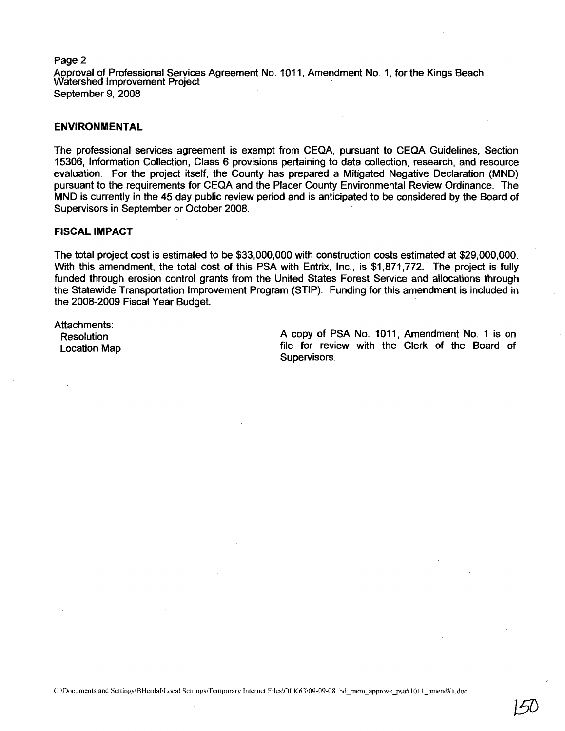## ENVIRONMENTAL

The professional services agreement is exempt from CEQA, pursuant to CEQA Guidelines, Section 15306, Information Collection, Class 6 provisions pertaining to data collection, research, and resource evaluation. For the project itself, the County has prepared a Mitigated Negative Declaration (MND) pursuant to the requirements for CEQA and the Placer County Environmental Review Ordinance. The MND is currently in the 45 day public review period and is anticipated to be considered by the Board of Supervisors in September or October 2008.

## FISCAL IMPACT

The total project cost is estimated to be $33,000,000 with construction costs estimated at $29,000,000. With this amendment, the total cost of this PSA with Entrix, Inc., is $1,871,772. The project is fully funded through erosion control grants from the United States Forest Service and allocations through the Statewide Transportation Improvement Program (STIP). Funding for this amendment is included in the 2008-2009 Fiscal Year Budget.

Attachments:
- Resolution
- Location Map

A copy of PSA No. 1011, Amendment No. 1 is on file for review with the Clerk of the Board of Supervisors.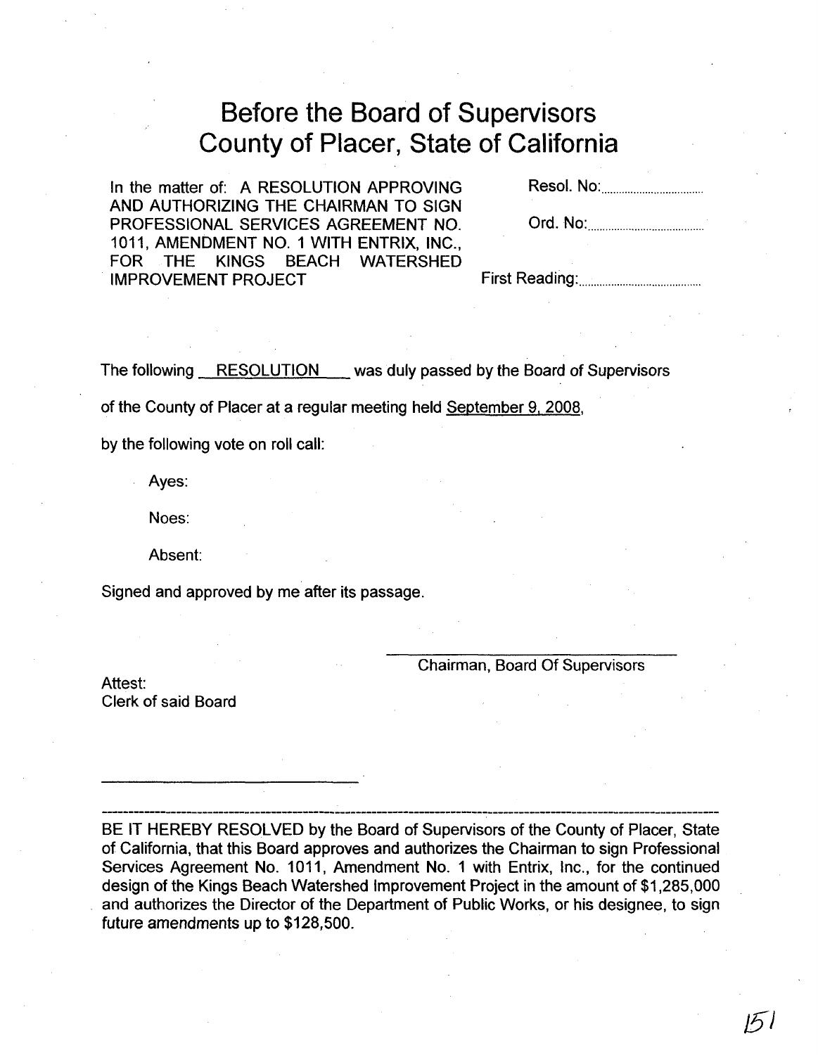# Before the Board of Supervisors
# County of Placer, State of California

In the matter of: A RESOLUTION APPROVING AND AUTHORIZING THE CHAIRMAN TO SIGN PROFESSIONAL SERVICES AGREEMENT NO. 1011, AMENDMENT NO. 1 WITH ENTRIX, INC., FOR THE KINGS BEACH WATERSHED IMPROVEMENT PROJECT

Resol. No:..............................

Ord. No:..............................

First Reading:..............................

The following RESOLUTION was duly passed by the Board of Supervisors of the County of Placer at a regular meeting held September 9, 2008, by the following vote on roll call:

Ayes:

Noes:

Absent:

Signed and approved by me after its passage.

\_\_\_\_\_\_\_\_\_\_\_\_\_\_\_\_\_\_\_\_\_\_\_\_\_\_\_\_\_\_
Chairman, Board Of Supervisors

Attest:
Clerk of said Board

\_\_\_\_\_\_\_\_\_\_\_\_\_\_\_\_\_\_\_\_\_\_\_\_\_\_\_\_\_\_

---

BE IT HEREBY RESOLVED by the Board of Supervisors of the County of Placer, State of California, that this Board approves and authorizes the Chairman to sign Professional Services Agreement No. 1011, Amendment No. 1 with Entrix, Inc., for the continued design of the Kings Beach Watershed Improvement Project in the amount of $1,285,000 and authorizes the Director of the Department of Public Works, or his designee, to sign future amendments up to $128,500.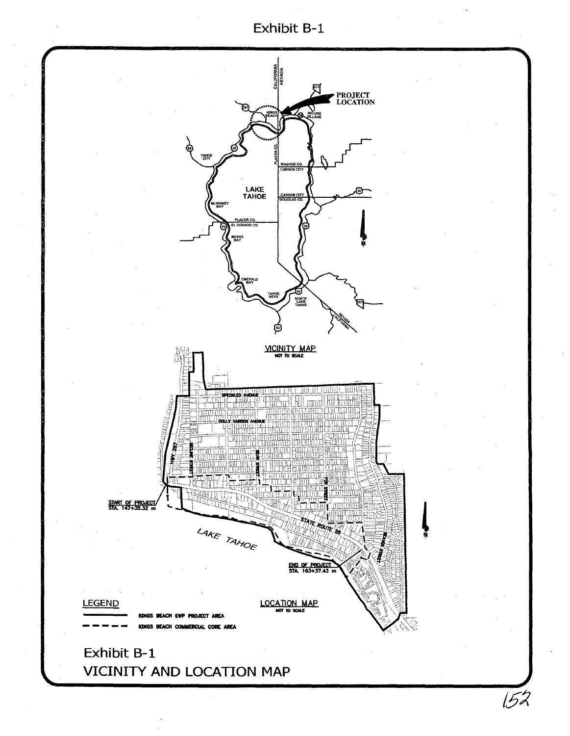Exhibit B-1

PROJECT LOCATION

CALIFORNIA
NEVADA

KINGS BEACH
INCLINE VILLAGE
TAHOE CITY
LAKE TAHOE
McKINNEY BAY
PLACER CO.
WASHOE CO.
CARSON CITY
CARSON CITY
DOUGLAS CO.
PLACER CO.
EL DORADO CO.
MEEKS BAY
EMERALD BAY
TAHOE KEYS
SOUTH LAKE TAHOE
NEVADA
CALIFORNIA

VICINITY MAP
NOT TO SCALE

SPECKLED AVENUE
DOLLY VARDEN AVENUE
HWY 267
STATE ROUTE 28
FOX STREET
BEAVER STREET
LAKE TAHOE

START OF PROJECT
STA. 147+35.32 m

END OF PROJECT
STA. 163+37.43 m

LEGEND
KINGS BEACH EWP PROJECT AREA
KINGS BEACH COMMERCIAL CORE AREA

LOCATION MAP
NOT TO SCALE

Exhibit B-1
VICINITY AND LOCATION MAP